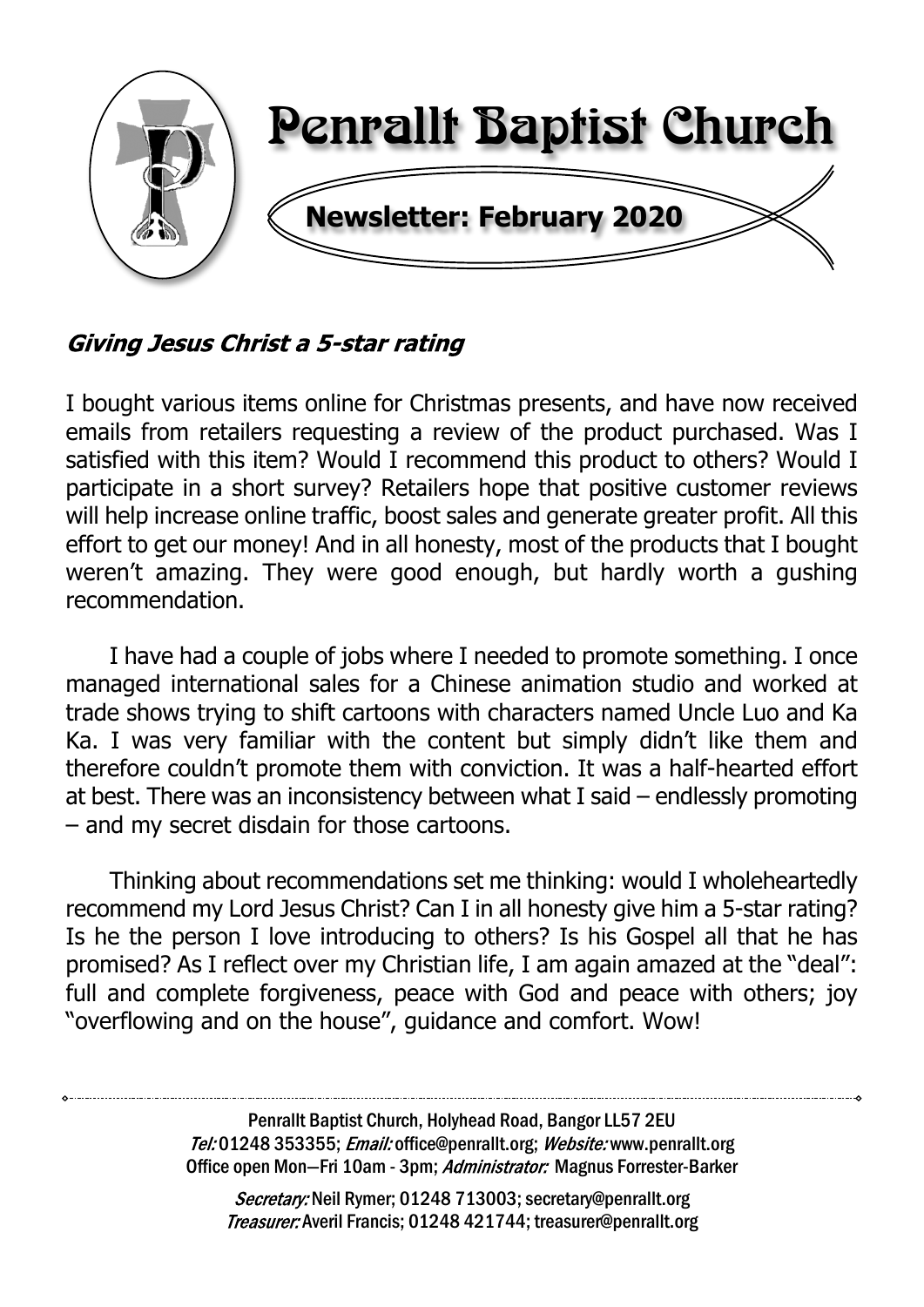# Penrallt Baptist Church

**Newsletter: February 2020**

## *Giving Jesus Christ a 5-star rating*

I bought various items online for Christmas presents, and have now received emails from retailers requesting a review of the product purchased. Was I satisfied with this item? Would I recommend this product to others? Would I participate in a short survey? Retailers hope that positive customer reviews will help increase online traffic, boost sales and generate greater profit. All this effort to get our money! And in all honesty, most of the products that I bought weren't amazing. They were good enough, but hardly worth a gushing recommendation.

I have had a couple of jobs where I needed to promote something. I once managed international sales for a Chinese animation studio and worked at trade shows trying to shift cartoons with characters named Uncle Luo and Ka Ka. I was very familiar with the content but simply didn't like them and therefore couldn't promote them with conviction. It was a half-hearted effort at best. There was an inconsistency between what I said – endlessly promoting – and my secret disdain for those cartoons.

Thinking about recommendations set me thinking: would I wholeheartedly recommend my Lord Jesus Christ? Can I in all honesty give him a 5-star rating? Is he the person I love introducing to others? Is his Gospel all that he has promised? As I reflect over my Christian life, I am again amazed at the "deal": full and complete forgiveness, peace with God and peace with others; joy "overflowing and on the house", guidance and comfort. Wow!

---

Penrallt Baptist Church, Holyhead Road, Bangor LL57 2EU
*Tel:* 01248 353355; *Email:* office@penrallt.org; *Website:* www.penrallt.org
Office open Mon—Fri 10am - 3pm; *Administrator:* Magnus Forrester-Barker

*Secretary:* Neil Rymer; 01248 713003; secretary@penrallt.org
*Treasurer:* Averil Francis; 01248 421744; treasurer@penrallt.org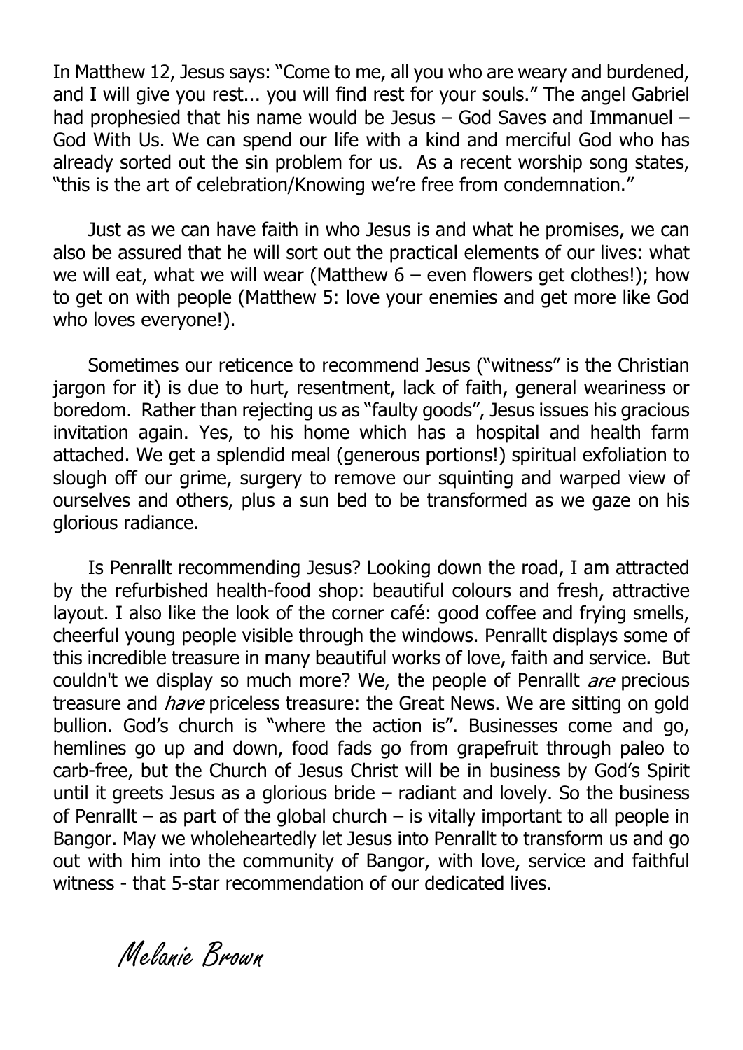In Matthew 12, Jesus says: "Come to me, all you who are weary and burdened, and I will give you rest... you will find rest for your souls." The angel Gabriel had prophesied that his name would be Jesus – God Saves and Immanuel – God With Us. We can spend our life with a kind and merciful God who has already sorted out the sin problem for us. As a recent worship song states, "this is the art of celebration/Knowing we're free from condemnation."

Just as we can have faith in who Jesus is and what he promises, we can also be assured that he will sort out the practical elements of our lives: what we will eat, what we will wear (Matthew 6 – even flowers get clothes!); how to get on with people (Matthew 5: love your enemies and get more like God who loves everyone!).

Sometimes our reticence to recommend Jesus ("witness" is the Christian jargon for it) is due to hurt, resentment, lack of faith, general weariness or boredom. Rather than rejecting us as "faulty goods", Jesus issues his gracious invitation again. Yes, to his home which has a hospital and health farm attached. We get a splendid meal (generous portions!) spiritual exfoliation to slough off our grime, surgery to remove our squinting and warped view of ourselves and others, plus a sun bed to be transformed as we gaze on his glorious radiance.

Is Penrallt recommending Jesus? Looking down the road, I am attracted by the refurbished health-food shop: beautiful colours and fresh, attractive layout. I also like the look of the corner café: good coffee and frying smells, cheerful young people visible through the windows. Penrallt displays some of this incredible treasure in many beautiful works of love, faith and service. But couldn't we display so much more? We, the people of Penrallt *are* precious treasure and *have* priceless treasure: the Great News. We are sitting on gold bullion. God's church is "where the action is". Businesses come and go, hemlines go up and down, food fads go from grapefruit through paleo to carb-free, but the Church of Jesus Christ will be in business by God's Spirit until it greets Jesus as a glorious bride – radiant and lovely. So the business of Penrallt – as part of the global church – is vitally important to all people in Bangor. May we wholeheartedly let Jesus into Penrallt to transform us and go out with him into the community of Bangor, with love, service and faithful witness - that 5-star recommendation of our dedicated lives.

*Melanie Brown*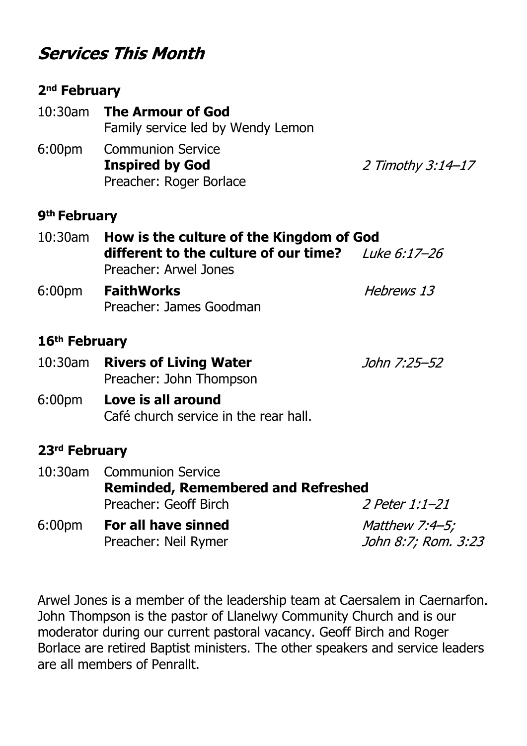# *Services This Month*

### 2nd February

10:30am **The Armour of God**
Family service led by Wendy Lemon

6:00pm Communion Service
**Inspired by God** *2 Timothy 3:14–17*
Preacher: Roger Borlace

### 9th February

10:30am **How is the culture of the Kingdom of God different to the culture of our time?** *Luke 6:17–26*
Preacher: Arwel Jones

6:00pm **FaithWorks** *Hebrews 13*
Preacher: James Goodman

### 16th February

10:30am **Rivers of Living Water** *John 7:25–52*
Preacher: John Thompson

6:00pm **Love is all around**
Café church service in the rear hall.

### 23rd February

10:30am Communion Service
**Reminded, Remembered and Refreshed**
Preacher: Geoff Birch *2 Peter 1:1–21*

6:00pm **For all have sinned** *Matthew 7:4–5; John 8:7; Rom. 3:23*
Preacher: Neil Rymer

Arwel Jones is a member of the leadership team at Caersalem in Caernarfon. John Thompson is the pastor of Llanelwy Community Church and is our moderator during our current pastoral vacancy. Geoff Birch and Roger Borlace are retired Baptist ministers. The other speakers and service leaders are all members of Penrallt.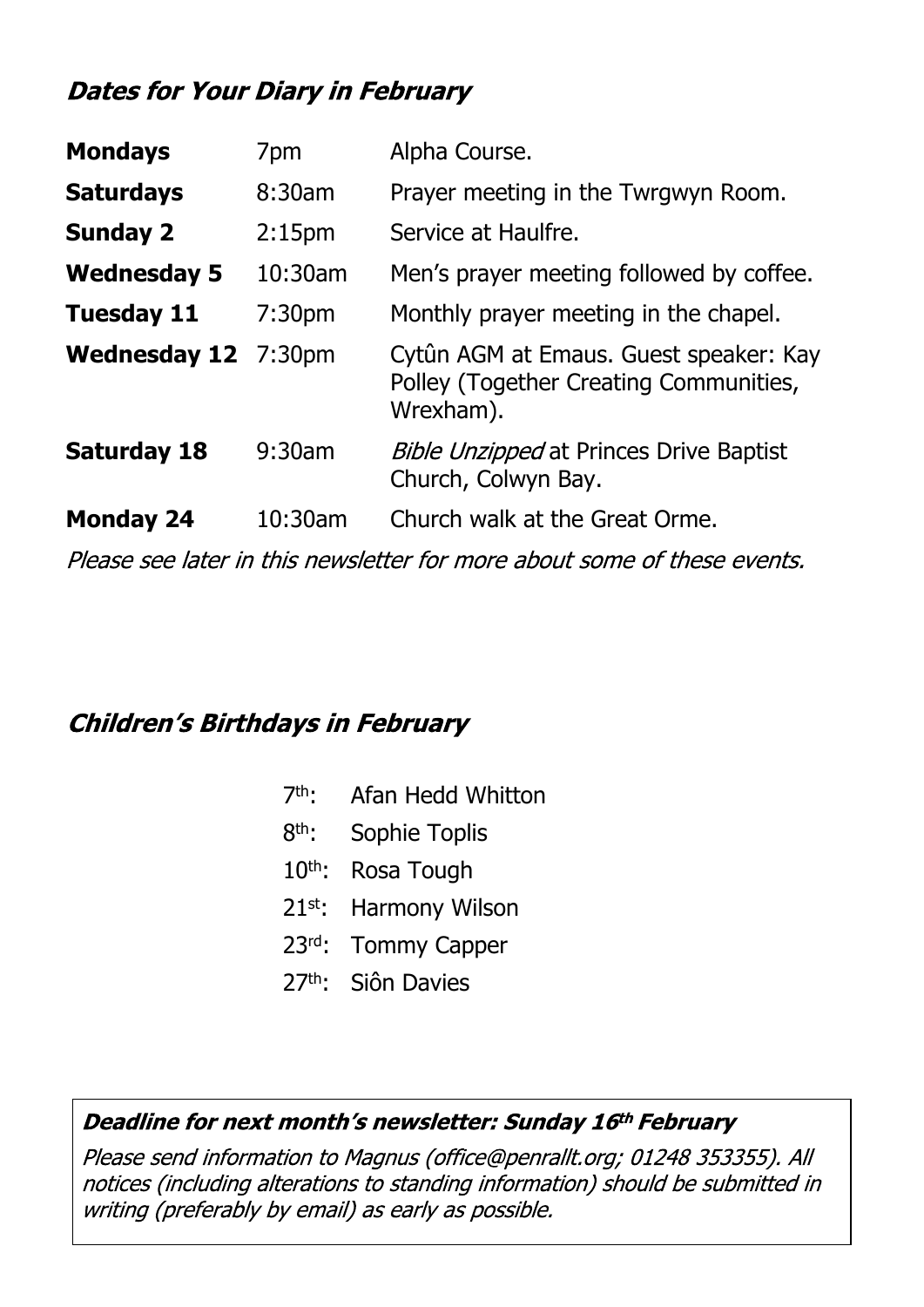## *Dates for Your Diary in February*

| | | |
|---|---|---|
| **Mondays** | 7pm | Alpha Course. |
| **Saturdays** | 8:30am | Prayer meeting in the Twrgwyn Room. |
| **Sunday 2** | 2:15pm | Service at Haulfre. |
| **Wednesday 5** | 10:30am | Men's prayer meeting followed by coffee. |
| **Tuesday 11** | 7:30pm | Monthly prayer meeting in the chapel. |
| **Wednesday 12** | 7:30pm | Cytûn AGM at Emaus. Guest speaker: Kay Polley (Together Creating Communities, Wrexham). |
| **Saturday 18** | 9:30am | *Bible Unzipped* at Princes Drive Baptist Church, Colwyn Bay. |
| **Monday 24** | 10:30am | Church walk at the Great Orme. |

*Please see later in this newsletter for more about some of these events.*

## *Children's Birthdays in February*

- 7th: Afan Hedd Whitton
- 8th: Sophie Toplis
- 10th: Rosa Tough
- 21st: Harmony Wilson
- 23rd: Tommy Capper
- 27th: Siôn Davies

***Deadline for next month's newsletter: Sunday 16th February***

*Please send information to Magnus (office@penrallt.org; 01248 353355). All notices (including alterations to standing information) should be submitted in writing (preferably by email) as early as possible.*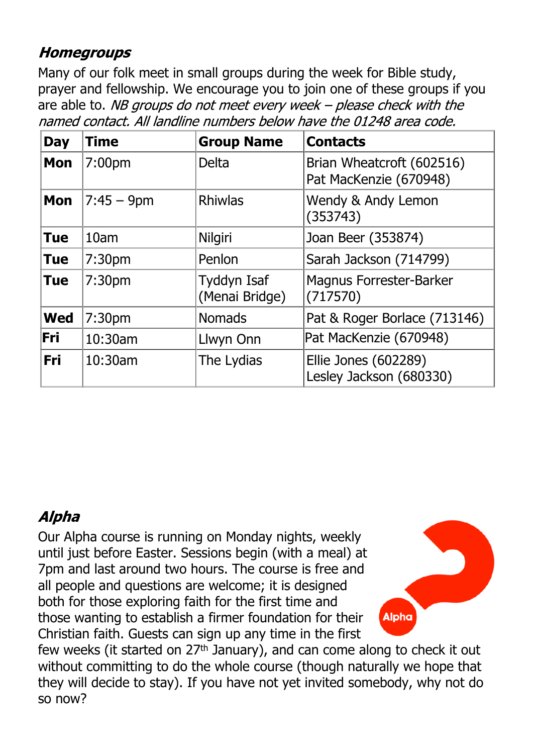### *Homegroups*

Many of our folk meet in small groups during the week for Bible study, prayer and fellowship. We encourage you to join one of these groups if you are able to. *NB groups do not meet every week – please check with the named contact. All landline numbers below have the 01248 area code.*

| Day | Time | Group Name | Contacts |
|---|---|---|---|
| **Mon** | 7:00pm | Delta | Brian Wheatcroft (602516)<br>Pat MacKenzie (670948) |
| **Mon** | 7:45 – 9pm | Rhiwlas | Wendy & Andy Lemon (353743) |
| **Tue** | 10am | Nilgiri | Joan Beer (353874) |
| **Tue** | 7:30pm | Penlon | Sarah Jackson (714799) |
| **Tue** | 7:30pm | Tyddyn Isaf (Menai Bridge) | Magnus Forrester-Barker (717570) |
| **Wed** | 7:30pm | Nomads | Pat & Roger Borlace (713146) |
| **Fri** | 10:30am | Llwyn Onn | Pat MacKenzie (670948) |
| **Fri** | 10:30am | The Lydias | Ellie Jones (602289)<br>Lesley Jackson (680330) |

### *Alpha*

Our Alpha course is running on Monday nights, weekly until just before Easter. Sessions begin (with a meal) at 7pm and last around two hours. The course is free and all people and questions are welcome; it is designed both for those exploring faith for the first time and those wanting to establish a firmer foundation for their Christian faith. Guests can sign up any time in the first few weeks (it started on 27th January), and can come along to check it out without committing to do the whole course (though naturally we hope that they will decide to stay). If you have not yet invited somebody, why not do so now?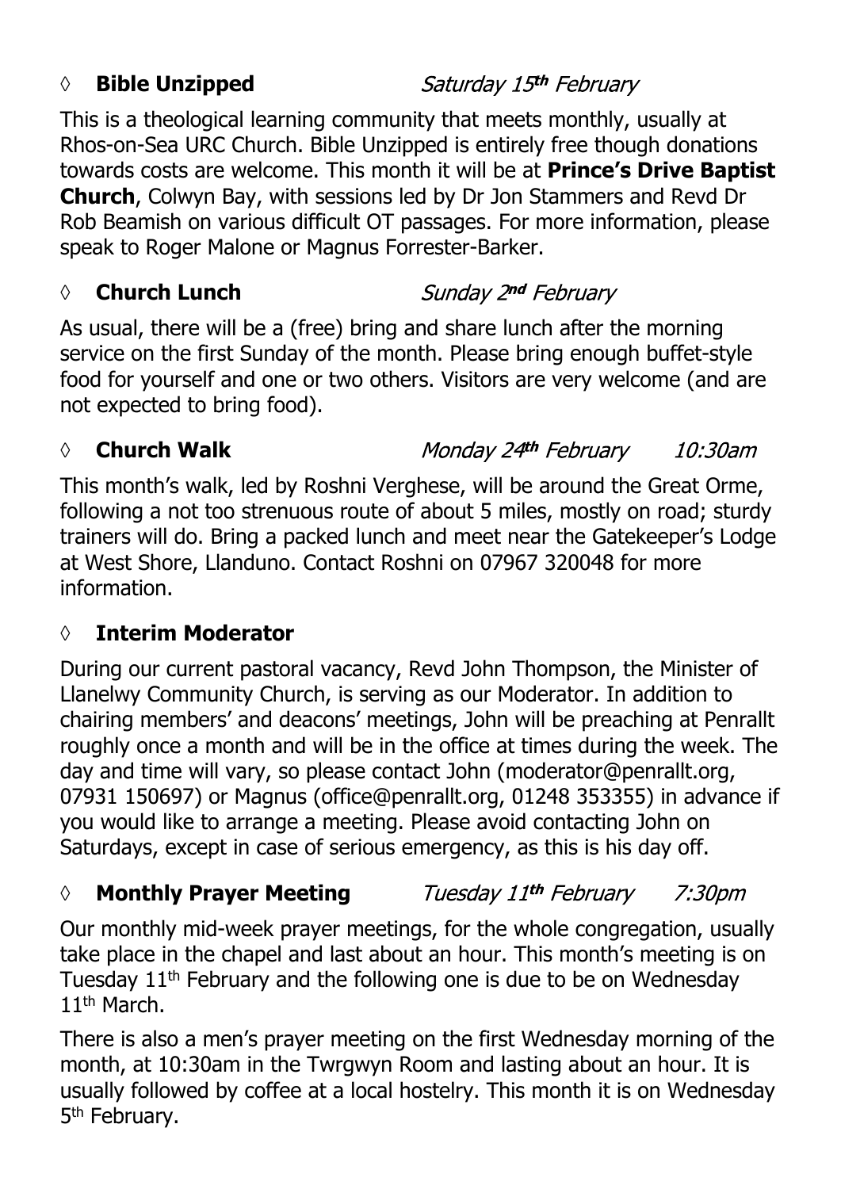### ◊ **Bible Unzipped** *Saturday 15th February*

This is a theological learning community that meets monthly, usually at Rhos-on-Sea URC Church. Bible Unzipped is entirely free though donations towards costs are welcome. This month it will be at **Prince's Drive Baptist Church**, Colwyn Bay, with sessions led by Dr Jon Stammers and Revd Dr Rob Beamish on various difficult OT passages. For more information, please speak to Roger Malone or Magnus Forrester-Barker.

### ◊ **Church Lunch** *Sunday 2nd February*

As usual, there will be a (free) bring and share lunch after the morning service on the first Sunday of the month. Please bring enough buffet-style food for yourself and one or two others. Visitors are very welcome (and are not expected to bring food).

### ◊ **Church Walk** *Monday 24th February 10:30am*

This month's walk, led by Roshni Verghese, will be around the Great Orme, following a not too strenuous route of about 5 miles, mostly on road; sturdy trainers will do. Bring a packed lunch and meet near the Gatekeeper's Lodge at West Shore, Llanduno. Contact Roshni on 07967 320048 for more information.

### ◊ **Interim Moderator**

During our current pastoral vacancy, Revd John Thompson, the Minister of Llanelwy Community Church, is serving as our Moderator. In addition to chairing members' and deacons' meetings, John will be preaching at Penrallt roughly once a month and will be in the office at times during the week. The day and time will vary, so please contact John (moderator@penrallt.org, 07931 150697) or Magnus (office@penrallt.org, 01248 353355) in advance if you would like to arrange a meeting. Please avoid contacting John on Saturdays, except in case of serious emergency, as this is his day off.

### ◊ **Monthly Prayer Meeting** *Tuesday 11th February 7:30pm*

Our monthly mid-week prayer meetings, for the whole congregation, usually take place in the chapel and last about an hour. This month's meeting is on Tuesday 11th February and the following one is due to be on Wednesday 11th March.

There is also a men's prayer meeting on the first Wednesday morning of the month, at 10:30am in the Twrgwyn Room and lasting about an hour. It is usually followed by coffee at a local hostelry. This month it is on Wednesday 5th February.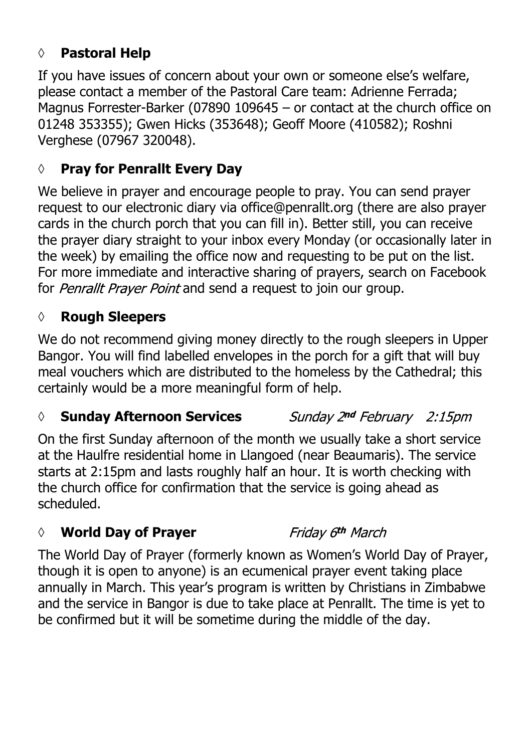### ◊ **Pastoral Help**

If you have issues of concern about your own or someone else's welfare, please contact a member of the Pastoral Care team: Adrienne Ferrada; Magnus Forrester-Barker (07890 109645 – or contact at the church office on 01248 353355); Gwen Hicks (353648); Geoff Moore (410582); Roshni Verghese (07967 320048).

### ◊ **Pray for Penrallt Every Day**

We believe in prayer and encourage people to pray. You can send prayer request to our electronic diary via office@penrallt.org (there are also prayer cards in the church porch that you can fill in). Better still, you can receive the prayer diary straight to your inbox every Monday (or occasionally later in the week) by emailing the office now and requesting to be put on the list. For more immediate and interactive sharing of prayers, search on Facebook for *Penrallt Prayer Point* and send a request to join our group.

### ◊ **Rough Sleepers**

We do not recommend giving money directly to the rough sleepers in Upper Bangor. You will find labelled envelopes in the porch for a gift that will buy meal vouchers which are distributed to the homeless by the Cathedral; this certainly would be a more meaningful form of help.

### ◊ **Sunday Afternoon Services** *Sunday 2nd February 2:15pm*

On the first Sunday afternoon of the month we usually take a short service at the Haulfre residential home in Llangoed (near Beaumaris). The service starts at 2:15pm and lasts roughly half an hour. It is worth checking with the church office for confirmation that the service is going ahead as scheduled.

### ◊ **World Day of Prayer** *Friday 6th March*

The World Day of Prayer (formerly known as Women's World Day of Prayer, though it is open to anyone) is an ecumenical prayer event taking place annually in March. This year's program is written by Christians in Zimbabwe and the service in Bangor is due to take place at Penrallt. The time is yet to be confirmed but it will be sometime during the middle of the day.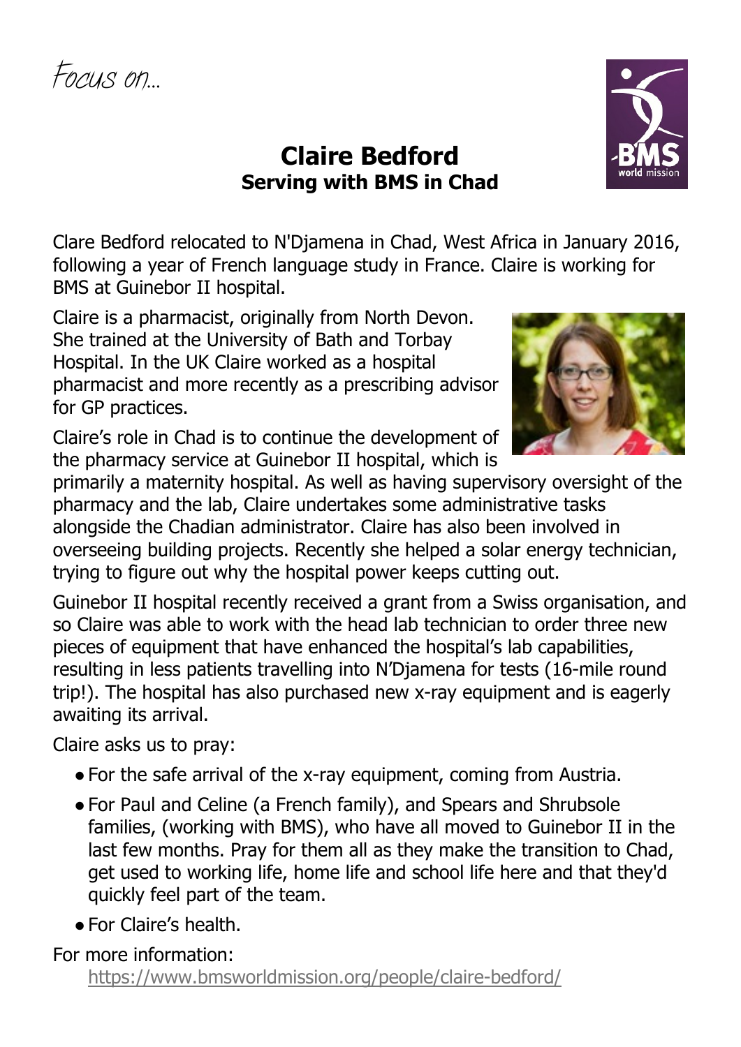*Focus on...*

# Claire Bedford

## Serving with BMS in Chad

Clare Bedford relocated to N'Djamena in Chad, West Africa in January 2016, following a year of French language study in France. Claire is working for BMS at Guinebor II hospital.

Claire is a pharmacist, originally from North Devon. She trained at the University of Bath and Torbay Hospital. In the UK Claire worked as a hospital pharmacist and more recently as a prescribing advisor for GP practices.

Claire's role in Chad is to continue the development of the pharmacy service at Guinebor II hospital, which is primarily a maternity hospital. As well as having supervisory oversight of the pharmacy and the lab, Claire undertakes some administrative tasks alongside the Chadian administrator. Claire has also been involved in overseeing building projects. Recently she helped a solar energy technician, trying to figure out why the hospital power keeps cutting out.

Guinebor II hospital recently received a grant from a Swiss organisation, and so Claire was able to work with the head lab technician to order three new pieces of equipment that have enhanced the hospital's lab capabilities, resulting in less patients travelling into N'Djamena for tests (16-mile round trip!). The hospital has also purchased new x-ray equipment and is eagerly awaiting its arrival.

Claire asks us to pray:

- For the safe arrival of the x-ray equipment, coming from Austria.
- For Paul and Celine (a French family), and Spears and Shrubsole families, (working with BMS), who have all moved to Guinebor II in the last few months. Pray for them all as they make the transition to Chad, get used to working life, home life and school life here and that they'd quickly feel part of the team.
- For Claire's health.

For more information:
https://www.bmsworldmission.org/people/claire-bedford/